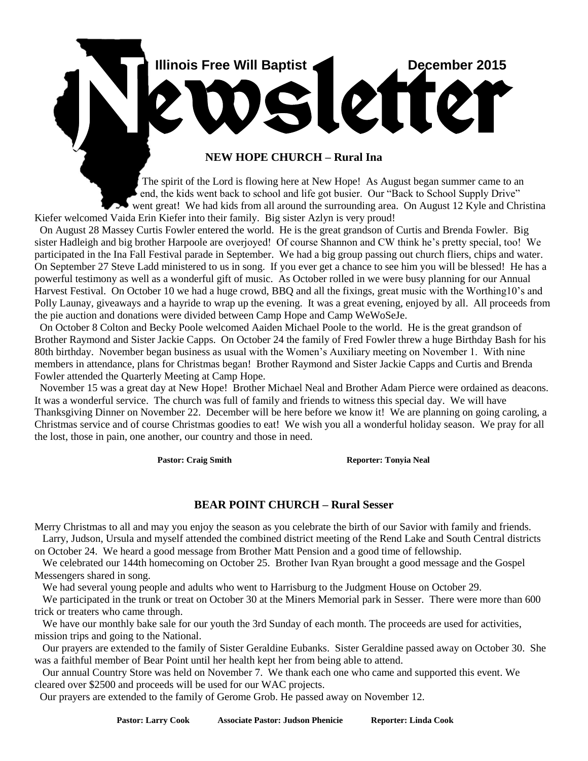# Illinois Free Will Baptist Newsletter

December 2015

## NEW HOPE CHURCH – Rural Ina

The spirit of the Lord is flowing here at New Hope! As August began summer came to an end, the kids went back to school and life got busier. Our "Back to School Supply Drive" went great! We had kids from all around the surrounding area. On August 12 Kyle and Christina Kiefer welcomed Vaida Erin Kiefer into their family. Big sister Azlyn is very proud!

On August 28 Massey Curtis Fowler entered the world. He is the great grandson of Curtis and Brenda Fowler. Big sister Hadleigh and big brother Harpoole are overjoyed! Of course Shannon and CW think he's pretty special, too! We participated in the Ina Fall Festival parade in September. We had a big group passing out church fliers, chips and water. On September 27 Steve Ladd ministered to us in song. If you ever get a chance to see him you will be blessed! He has a powerful testimony as well as a wonderful gift of music. As October rolled in we were busy planning for our Annual Harvest Festival. On October 10 we had a huge crowd, BBQ and all the fixings, great music with the Worthing10's and Polly Launay, giveaways and a hayride to wrap up the evening. It was a great evening, enjoyed by all. All proceeds from the pie auction and donations were divided between Camp Hope and Camp WeWoSeJe.

On October 8 Colton and Becky Poole welcomed Aaiden Michael Poole to the world. He is the great grandson of Brother Raymond and Sister Jackie Capps. On October 24 the family of Fred Fowler threw a huge Birthday Bash for his 80th birthday. November began business as usual with the Women's Auxiliary meeting on November 1. With nine members in attendance, plans for Christmas began! Brother Raymond and Sister Jackie Capps and Curtis and Brenda Fowler attended the Quarterly Meeting at Camp Hope.

November 15 was a great day at New Hope! Brother Michael Neal and Brother Adam Pierce were ordained as deacons. It was a wonderful service. The church was full of family and friends to witness this special day. We will have Thanksgiving Dinner on November 22. December will be here before we know it! We are planning on going caroling, a Christmas service and of course Christmas goodies to eat! We wish you all a wonderful holiday season. We pray for all the lost, those in pain, one another, our country and those in need.

**Pastor: Craig Smith** **Reporter: Tonyia Neal**

## BEAR POINT CHURCH – Rural Sesser

Merry Christmas to all and may you enjoy the season as you celebrate the birth of our Savior with family and friends.

Larry, Judson, Ursula and myself attended the combined district meeting of the Rend Lake and South Central districts on October 24. We heard a good message from Brother Matt Pension and a good time of fellowship.

We celebrated our 144th homecoming on October 25. Brother Ivan Ryan brought a good message and the Gospel Messengers shared in song.

We had several young people and adults who went to Harrisburg to the Judgment House on October 29.

We participated in the trunk or treat on October 30 at the Miners Memorial park in Sesser. There were more than 600 trick or treaters who came through.

We have our monthly bake sale for our youth the 3rd Sunday of each month. The proceeds are used for activities, mission trips and going to the National.

Our prayers are extended to the family of Sister Geraldine Eubanks. Sister Geraldine passed away on October 30. She was a faithful member of Bear Point until her health kept her from being able to attend.

Our annual Country Store was held on November 7. We thank each one who came and supported this event. We cleared over $2500 and proceeds will be used for our WAC projects.

Our prayers are extended to the family of Gerome Grob. He passed away on November 12.

**Pastor: Larry Cook** **Associate Pastor: Judson Phenicie** **Reporter: Linda Cook**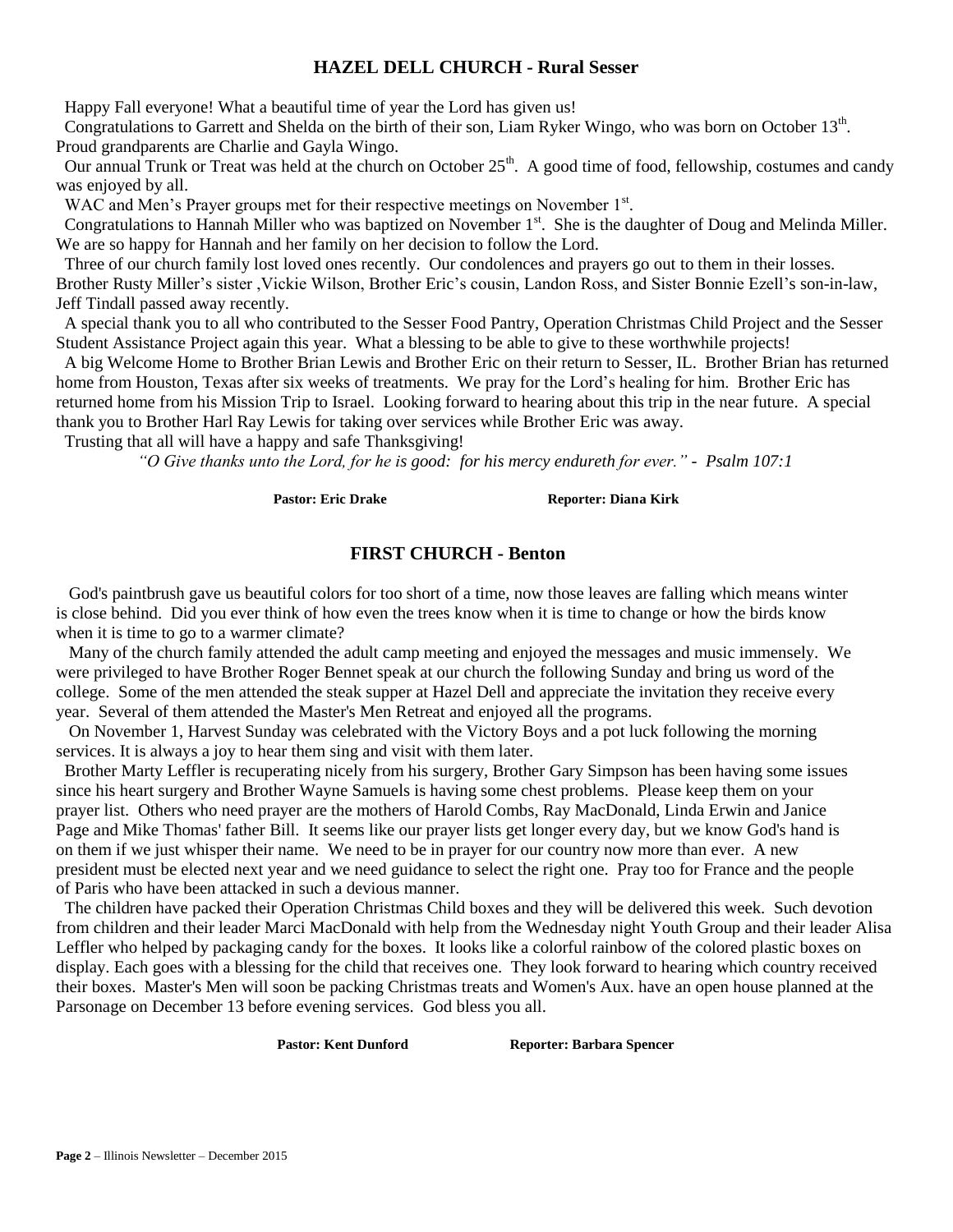## HAZEL DELL CHURCH - Rural Sesser

Happy Fall everyone! What a beautiful time of year the Lord has given us!

Congratulations to Garrett and Shelda on the birth of their son, Liam Ryker Wingo, who was born on October 13th. Proud grandparents are Charlie and Gayla Wingo.

Our annual Trunk or Treat was held at the church on October 25th. A good time of food, fellowship, costumes and candy was enjoyed by all.

WAC and Men's Prayer groups met for their respective meetings on November 1st.

Congratulations to Hannah Miller who was baptized on November 1st. She is the daughter of Doug and Melinda Miller. We are so happy for Hannah and her family on her decision to follow the Lord.

Three of our church family lost loved ones recently. Our condolences and prayers go out to them in their losses. Brother Rusty Miller's sister ,Vickie Wilson, Brother Eric's cousin, Landon Ross, and Sister Bonnie Ezell's son-in-law, Jeff Tindall passed away recently.

A special thank you to all who contributed to the Sesser Food Pantry, Operation Christmas Child Project and the Sesser Student Assistance Project again this year. What a blessing to be able to give to these worthwhile projects!

A big Welcome Home to Brother Brian Lewis and Brother Eric on their return to Sesser, IL. Brother Brian has returned home from Houston, Texas after six weeks of treatments. We pray for the Lord's healing for him. Brother Eric has returned home from his Mission Trip to Israel. Looking forward to hearing about this trip in the near future. A special thank you to Brother Harl Ray Lewis for taking over services while Brother Eric was away.

Trusting that all will have a happy and safe Thanksgiving!

*"O Give thanks unto the Lord, for he is good: for his mercy endureth for ever." - Psalm 107:1*

**Pastor: Eric Drake** **Reporter: Diana Kirk**

## FIRST CHURCH - Benton

God's paintbrush gave us beautiful colors for too short of a time, now those leaves are falling which means winter is close behind. Did you ever think of how even the trees know when it is time to change or how the birds know when it is time to go to a warmer climate?

Many of the church family attended the adult camp meeting and enjoyed the messages and music immensely. We were privileged to have Brother Roger Bennet speak at our church the following Sunday and bring us word of the college. Some of the men attended the steak supper at Hazel Dell and appreciate the invitation they receive every year. Several of them attended the Master's Men Retreat and enjoyed all the programs.

On November 1, Harvest Sunday was celebrated with the Victory Boys and a pot luck following the morning services. It is always a joy to hear them sing and visit with them later.

Brother Marty Leffler is recuperating nicely from his surgery, Brother Gary Simpson has been having some issues since his heart surgery and Brother Wayne Samuels is having some chest problems. Please keep them on your prayer list. Others who need prayer are the mothers of Harold Combs, Ray MacDonald, Linda Erwin and Janice Page and Mike Thomas' father Bill. It seems like our prayer lists get longer every day, but we know God's hand is on them if we just whisper their name. We need to be in prayer for our country now more than ever. A new president must be elected next year and we need guidance to select the right one. Pray too for France and the people of Paris who have been attacked in such a devious manner.

The children have packed their Operation Christmas Child boxes and they will be delivered this week. Such devotion from children and their leader Marci MacDonald with help from the Wednesday night Youth Group and their leader Alisa Leffler who helped by packaging candy for the boxes. It looks like a colorful rainbow of the colored plastic boxes on display. Each goes with a blessing for the child that receives one. They look forward to hearing which country received their boxes. Master's Men will soon be packing Christmas treats and Women's Aux. have an open house planned at the Parsonage on December 13 before evening services. God bless you all.

**Pastor: Kent Dunford** **Reporter: Barbara Spencer**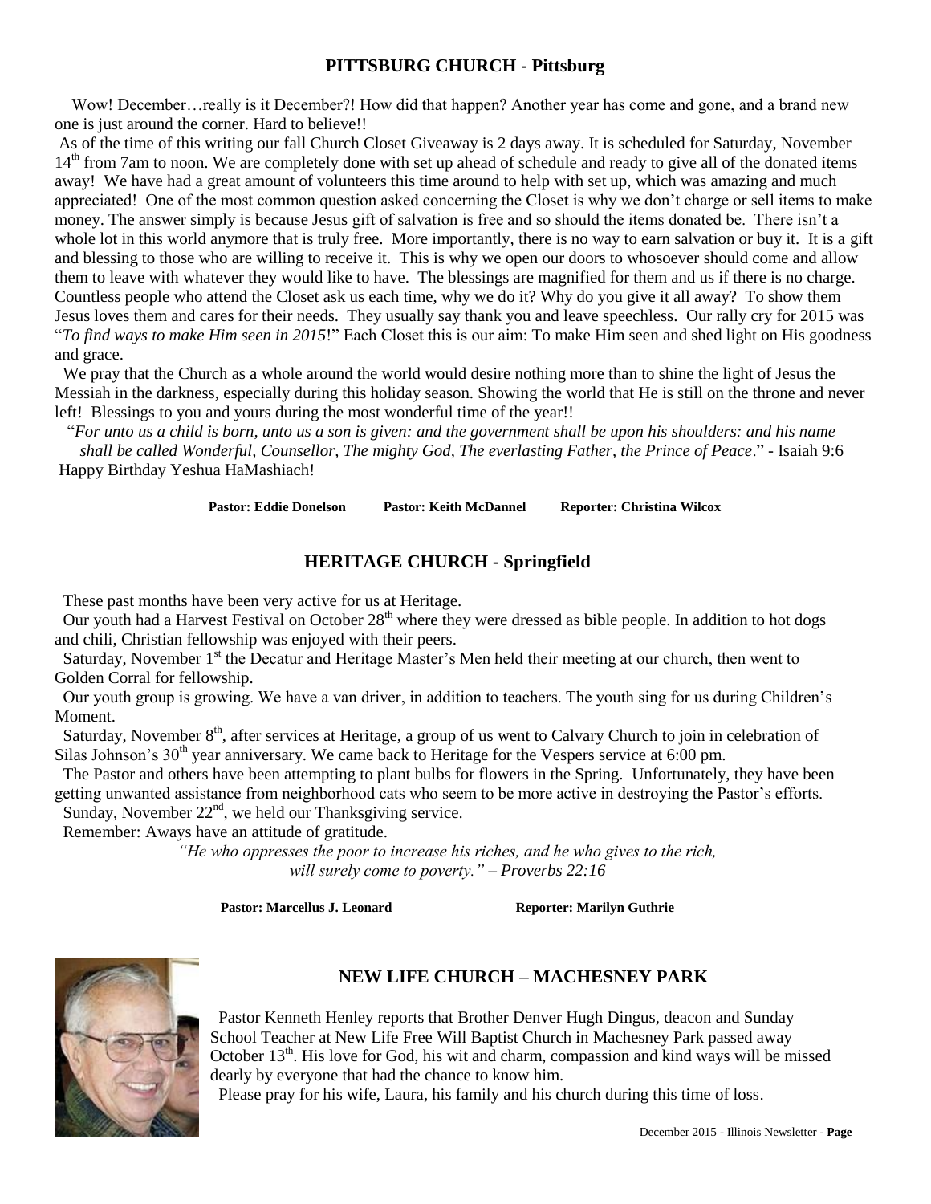## PITTSBURG CHURCH - Pittsburg

Wow! December…really is it December?! How did that happen? Another year has come and gone, and a brand new one is just around the corner. Hard to believe!!

As of the time of this writing our fall Church Closet Giveaway is 2 days away. It is scheduled for Saturday, November 14th from 7am to noon. We are completely done with set up ahead of schedule and ready to give all of the donated items away! We have had a great amount of volunteers this time around to help with set up, which was amazing and much appreciated! One of the most common question asked concerning the Closet is why we don't charge or sell items to make money. The answer simply is because Jesus gift of salvation is free and so should the items donated be. There isn't a whole lot in this world anymore that is truly free. More importantly, there is no way to earn salvation or buy it. It is a gift and blessing to those who are willing to receive it. This is why we open our doors to whosoever should come and allow them to leave with whatever they would like to have. The blessings are magnified for them and us if there is no charge. Countless people who attend the Closet ask us each time, why we do it? Why do you give it all away? To show them Jesus loves them and cares for their needs. They usually say thank you and leave speechless. Our rally cry for 2015 was "*To find ways to make Him seen in 2015*!" Each Closet this is our aim: To make Him seen and shed light on His goodness and grace.

We pray that the Church as a whole around the world would desire nothing more than to shine the light of Jesus the Messiah in the darkness, especially during this holiday season. Showing the world that He is still on the throne and never left! Blessings to you and yours during the most wonderful time of the year!!

"*For unto us a child is born, unto us a son is given: and the government shall be upon his shoulders: and his name shall be called Wonderful, Counsellor, The mighty God, The everlasting Father, the Prince of Peace*." - Isaiah 9:6

Happy Birthday Yeshua HaMashiach!

**Pastor: Eddie Donelson** **Pastor: Keith McDannel** **Reporter: Christina Wilcox**

## HERITAGE CHURCH - Springfield

These past months have been very active for us at Heritage.

Our youth had a Harvest Festival on October 28th where they were dressed as bible people. In addition to hot dogs and chili, Christian fellowship was enjoyed with their peers.

Saturday, November 1st the Decatur and Heritage Master's Men held their meeting at our church, then went to Golden Corral for fellowship.

Our youth group is growing. We have a van driver, in addition to teachers. The youth sing for us during Children's Moment.

Saturday, November 8th, after services at Heritage, a group of us went to Calvary Church to join in celebration of Silas Johnson's 30th year anniversary. We came back to Heritage for the Vespers service at 6:00 pm.

The Pastor and others have been attempting to plant bulbs for flowers in the Spring. Unfortunately, they have been getting unwanted assistance from neighborhood cats who seem to be more active in destroying the Pastor's efforts.

Sunday, November 22nd, we held our Thanksgiving service.

Remember: Aways have an attitude of gratitude.

*"He who oppresses the poor to increase his riches, and he who gives to the rich, will surely come to poverty." – Proverbs 22:16*

**Pastor: Marcellus J. Leonard** **Reporter: Marilyn Guthrie**

## NEW LIFE CHURCH – MACHESNEY PARK

Pastor Kenneth Henley reports that Brother Denver Hugh Dingus, deacon and Sunday School Teacher at New Life Free Will Baptist Church in Machesney Park passed away October 13th. His love for God, his wit and charm, compassion and kind ways will be missed dearly by everyone that had the chance to know him.

Please pray for his wife, Laura, his family and his church during this time of loss.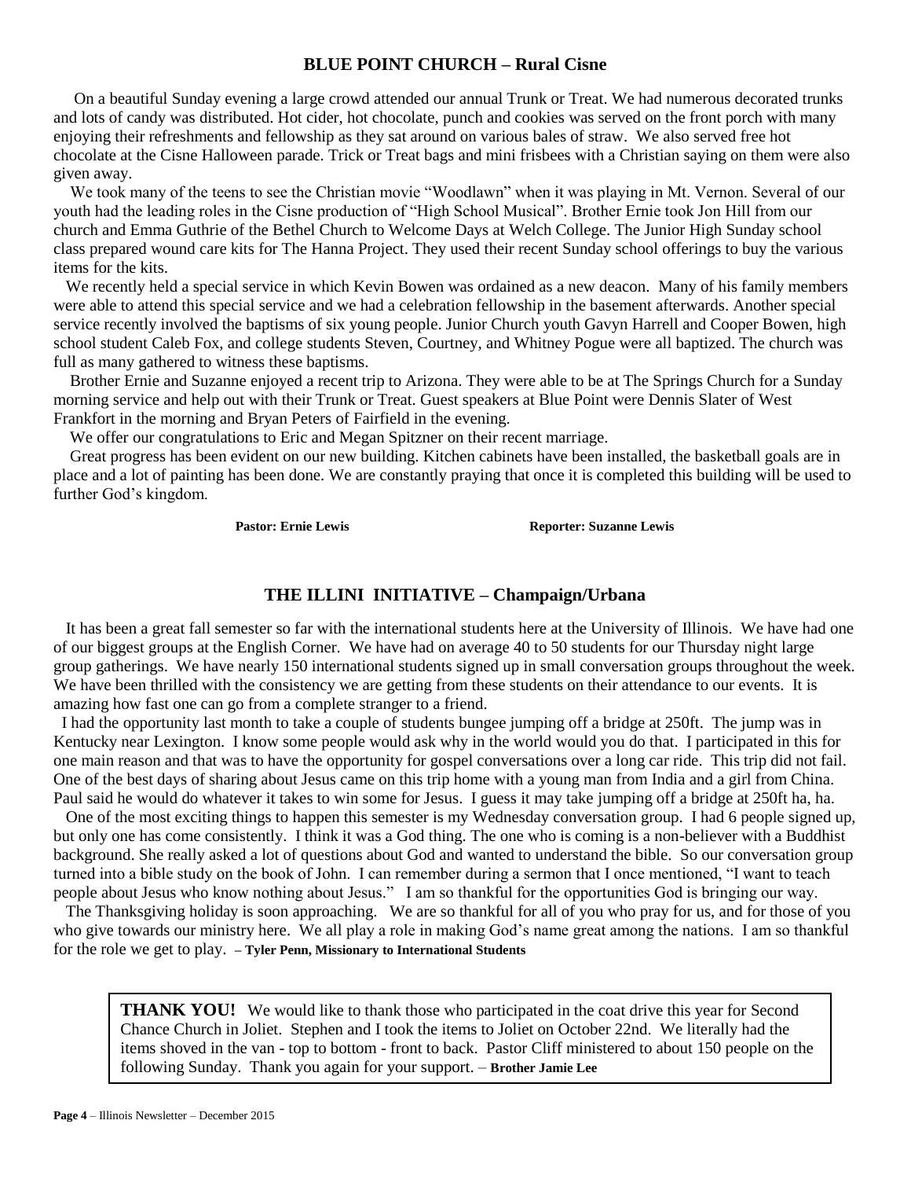## BLUE POINT CHURCH – Rural Cisne

On a beautiful Sunday evening a large crowd attended our annual Trunk or Treat. We had numerous decorated trunks and lots of candy was distributed. Hot cider, hot chocolate, punch and cookies was served on the front porch with many enjoying their refreshments and fellowship as they sat around on various bales of straw. We also served free hot chocolate at the Cisne Halloween parade. Trick or Treat bags and mini frisbees with a Christian saying on them were also given away.

We took many of the teens to see the Christian movie "Woodlawn" when it was playing in Mt. Vernon. Several of our youth had the leading roles in the Cisne production of "High School Musical". Brother Ernie took Jon Hill from our church and Emma Guthrie of the Bethel Church to Welcome Days at Welch College. The Junior High Sunday school class prepared wound care kits for The Hanna Project. They used their recent Sunday school offerings to buy the various items for the kits.

We recently held a special service in which Kevin Bowen was ordained as a new deacon. Many of his family members were able to attend this special service and we had a celebration fellowship in the basement afterwards. Another special service recently involved the baptisms of six young people. Junior Church youth Gavyn Harrell and Cooper Bowen, high school student Caleb Fox, and college students Steven, Courtney, and Whitney Pogue were all baptized. The church was full as many gathered to witness these baptisms.

Brother Ernie and Suzanne enjoyed a recent trip to Arizona. They were able to be at The Springs Church for a Sunday morning service and help out with their Trunk or Treat. Guest speakers at Blue Point were Dennis Slater of West Frankfort in the morning and Bryan Peters of Fairfield in the evening.

We offer our congratulations to Eric and Megan Spitzner on their recent marriage.

Great progress has been evident on our new building. Kitchen cabinets have been installed, the basketball goals are in place and a lot of painting has been done. We are constantly praying that once it is completed this building will be used to further God's kingdom.

**Pastor: Ernie Lewis** **Reporter: Suzanne Lewis**

## THE ILLINI INITIATIVE – Champaign/Urbana

It has been a great fall semester so far with the international students here at the University of Illinois. We have had one of our biggest groups at the English Corner. We have had on average 40 to 50 students for our Thursday night large group gatherings. We have nearly 150 international students signed up in small conversation groups throughout the week. We have been thrilled with the consistency we are getting from these students on their attendance to our events. It is amazing how fast one can go from a complete stranger to a friend.

I had the opportunity last month to take a couple of students bungee jumping off a bridge at 250ft. The jump was in Kentucky near Lexington. I know some people would ask why in the world would you do that. I participated in this for one main reason and that was to have the opportunity for gospel conversations over a long car ride. This trip did not fail. One of the best days of sharing about Jesus came on this trip home with a young man from India and a girl from China. Paul said he would do whatever it takes to win some for Jesus. I guess it may take jumping off a bridge at 250ft ha, ha.

One of the most exciting things to happen this semester is my Wednesday conversation group. I had 6 people signed up, but only one has come consistently. I think it was a God thing. The one who is coming is a non-believer with a Buddhist background. She really asked a lot of questions about God and wanted to understand the bible. So our conversation group turned into a bible study on the book of John. I can remember during a sermon that I once mentioned, "I want to teach people about Jesus who know nothing about Jesus." I am so thankful for the opportunities God is bringing our way.

The Thanksgiving holiday is soon approaching. We are so thankful for all of you who pray for us, and for those of you who give towards our ministry here. We all play a role in making God's name great among the nations. I am so thankful for the role we get to play. **– Tyler Penn, Missionary to International Students**

**THANK YOU!** We would like to thank those who participated in the coat drive this year for Second Chance Church in Joliet. Stephen and I took the items to Joliet on October 22nd. We literally had the items shoved in the van - top to bottom - front to back. Pastor Cliff ministered to about 150 people on the following Sunday. Thank you again for your support. – **Brother Jamie Lee**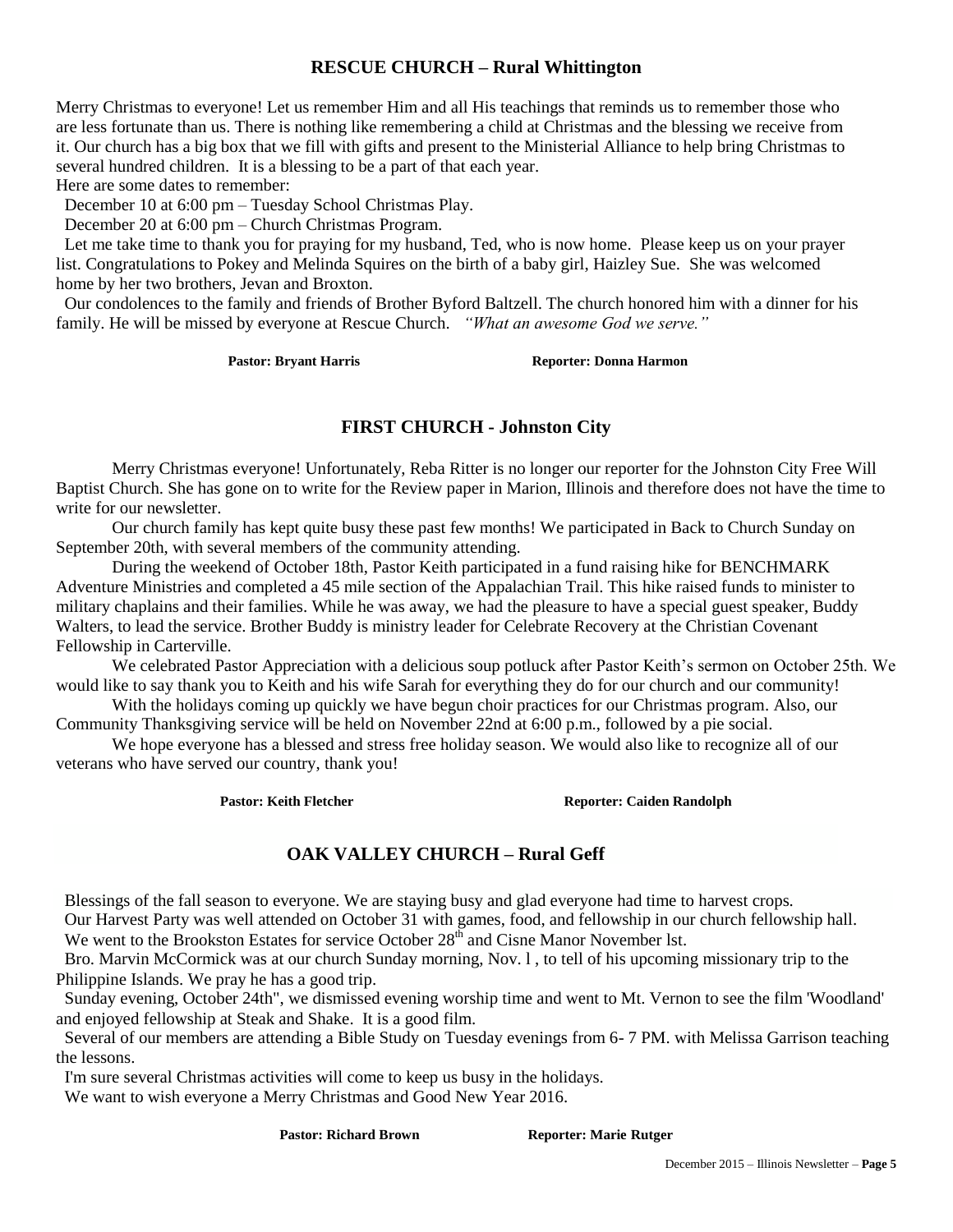## RESCUE CHURCH – Rural Whittington

Merry Christmas to everyone! Let us remember Him and all His teachings that reminds us to remember those who are less fortunate than us. There is nothing like remembering a child at Christmas and the blessing we receive from it. Our church has a big box that we fill with gifts and present to the Ministerial Alliance to help bring Christmas to several hundred children. It is a blessing to be a part of that each year.

Here are some dates to remember:

December 10 at 6:00 pm – Tuesday School Christmas Play.

December 20 at 6:00 pm – Church Christmas Program.

Let me take time to thank you for praying for my husband, Ted, who is now home. Please keep us on your prayer list. Congratulations to Pokey and Melinda Squires on the birth of a baby girl, Haizley Sue. She was welcomed home by her two brothers, Jevan and Broxton.

Our condolences to the family and friends of Brother Byford Baltzell. The church honored him with a dinner for his family. He will be missed by everyone at Rescue Church. *"What an awesome God we serve."*

**Pastor: Bryant Harris** **Reporter: Donna Harmon**

## FIRST CHURCH - Johnston City

Merry Christmas everyone! Unfortunately, Reba Ritter is no longer our reporter for the Johnston City Free Will Baptist Church. She has gone on to write for the Review paper in Marion, Illinois and therefore does not have the time to write for our newsletter.

Our church family has kept quite busy these past few months! We participated in Back to Church Sunday on September 20th, with several members of the community attending.

During the weekend of October 18th, Pastor Keith participated in a fund raising hike for BENCHMARK Adventure Ministries and completed a 45 mile section of the Appalachian Trail. This hike raised funds to minister to military chaplains and their families. While he was away, we had the pleasure to have a special guest speaker, Buddy Walters, to lead the service. Brother Buddy is ministry leader for Celebrate Recovery at the Christian Covenant Fellowship in Carterville.

We celebrated Pastor Appreciation with a delicious soup potluck after Pastor Keith's sermon on October 25th. We would like to say thank you to Keith and his wife Sarah for everything they do for our church and our community!

With the holidays coming up quickly we have begun choir practices for our Christmas program. Also, our Community Thanksgiving service will be held on November 22nd at 6:00 p.m., followed by a pie social.

We hope everyone has a blessed and stress free holiday season. We would also like to recognize all of our veterans who have served our country, thank you!

**Pastor: Keith Fletcher** **Reporter: Caiden Randolph**

## OAK VALLEY CHURCH – Rural Geff

Blessings of the fall season to everyone. We are staying busy and glad everyone had time to harvest crops.

Our Harvest Party was well attended on October 31 with games, food, and fellowship in our church fellowship hall.

We went to the Brookston Estates for service October 28th and Cisne Manor November lst.

Bro. Marvin McCormick was at our church Sunday morning, Nov. l , to tell of his upcoming missionary trip to the Philippine Islands. We pray he has a good trip.

Sunday evening, October 24th", we dismissed evening worship time and went to Mt. Vernon to see the film 'Woodland' and enjoyed fellowship at Steak and Shake. It is a good film.

Several of our members are attending a Bible Study on Tuesday evenings from 6- 7 PM. with Melissa Garrison teaching the lessons.

I'm sure several Christmas activities will come to keep us busy in the holidays.

We want to wish everyone a Merry Christmas and Good New Year 2016.

**Pastor: Richard Brown** **Reporter: Marie Rutger**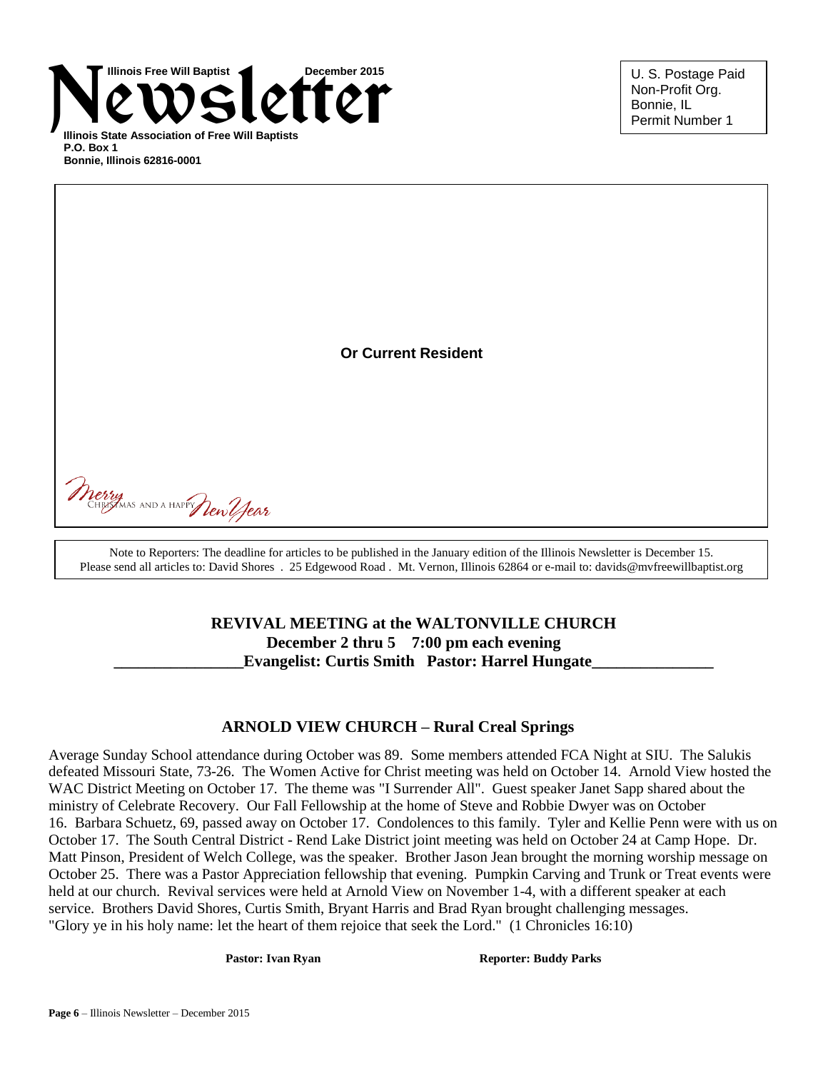# Newsletter

**Illinois Free Will Baptist** **December 2015**

**Illinois State Association of Free Will Baptists**
**P.O. Box 1**
**Bonnie, Illinois 62816-0001**

U. S. Postage Paid
Non-Profit Org.
Bonnie, IL
Permit Number 1

**Or Current Resident**

Merry Christmas and a Happy New Year

Note to Reporters: The deadline for articles to be published in the January edition of the Illinois Newsletter is December 15. Please send all articles to: David Shores . 25 Edgewood Road . Mt. Vernon, Illinois 62864 or e-mail to: davids@mvfreewillbaptist.org

## REVIVAL MEETING at the WALTONVILLE CHURCH

**December 2 thru 5 7:00 pm each evening**
**Evangelist: Curtis Smith Pastor: Harrel Hungate**

## ARNOLD VIEW CHURCH – Rural Creal Springs

Average Sunday School attendance during October was 89. Some members attended FCA Night at SIU. The Salukis defeated Missouri State, 73-26. The Women Active for Christ meeting was held on October 14. Arnold View hosted the WAC District Meeting on October 17. The theme was "I Surrender All". Guest speaker Janet Sapp shared about the ministry of Celebrate Recovery. Our Fall Fellowship at the home of Steve and Robbie Dwyer was on October 16. Barbara Schuetz, 69, passed away on October 17. Condolences to this family. Tyler and Kellie Penn were with us on October 17. The South Central District - Rend Lake District joint meeting was held on October 24 at Camp Hope. Dr. Matt Pinson, President of Welch College, was the speaker. Brother Jason Jean brought the morning worship message on October 25. There was a Pastor Appreciation fellowship that evening. Pumpkin Carving and Trunk or Treat events were held at our church. Revival services were held at Arnold View on November 1-4, with a different speaker at each service. Brothers David Shores, Curtis Smith, Bryant Harris and Brad Ryan brought challenging messages. "Glory ye in his holy name: let the heart of them rejoice that seek the Lord." (1 Chronicles 16:10)

**Pastor: Ivan Ryan** **Reporter: Buddy Parks**